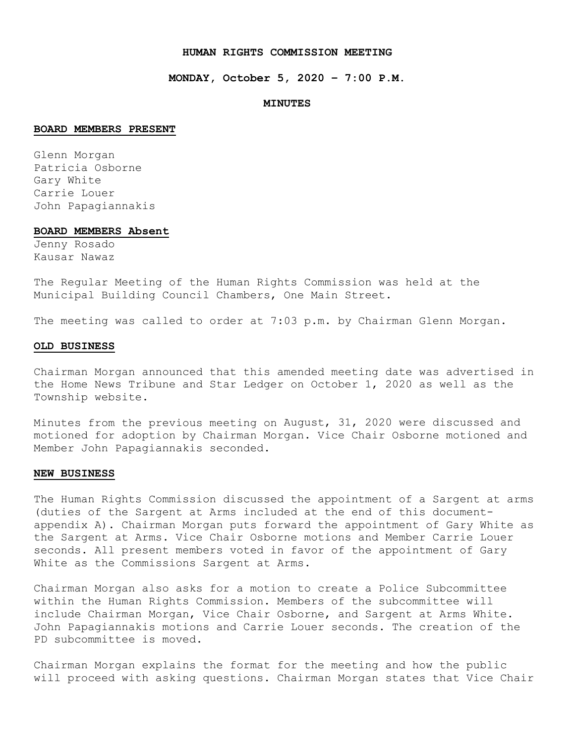**HUMAN RIGHTS COMMISSION MEETING**

**MONDAY, October 5, 2020 – 7:00 P.M.**

**MINUTES**

**BOARD MEMBERS PRESENT**

Glenn Morgan
Patricia Osborne
Gary White
Carrie Louer
John Papagiannakis

**BOARD MEMBERS Absent**

Jenny Rosado
Kausar Nawaz

The Regular Meeting of the Human Rights Commission was held at the Municipal Building Council Chambers, One Main Street.

The meeting was called to order at 7:03 p.m. by Chairman Glenn Morgan.

**OLD BUSINESS**

Chairman Morgan announced that this amended meeting date was advertised in the Home News Tribune and Star Ledger on October 1, 2020 as well as the Township website.

Minutes from the previous meeting on August, 31, 2020 were discussed and motioned for adoption by Chairman Morgan. Vice Chair Osborne motioned and Member John Papagiannakis seconded.

**NEW BUSINESS**

The Human Rights Commission discussed the appointment of a Sargent at arms (duties of the Sargent at Arms included at the end of this document- appendix A). Chairman Morgan puts forward the appointment of Gary White as the Sargent at Arms. Vice Chair Osborne motions and Member Carrie Louer seconds. All present members voted in favor of the appointment of Gary White as the Commissions Sargent at Arms.

Chairman Morgan also asks for a motion to create a Police Subcommittee within the Human Rights Commission. Members of the subcommittee will include Chairman Morgan, Vice Chair Osborne, and Sargent at Arms White. John Papagiannakis motions and Carrie Louer seconds. The creation of the PD subcommittee is moved.

Chairman Morgan explains the format for the meeting and how the public will proceed with asking questions. Chairman Morgan states that Vice Chair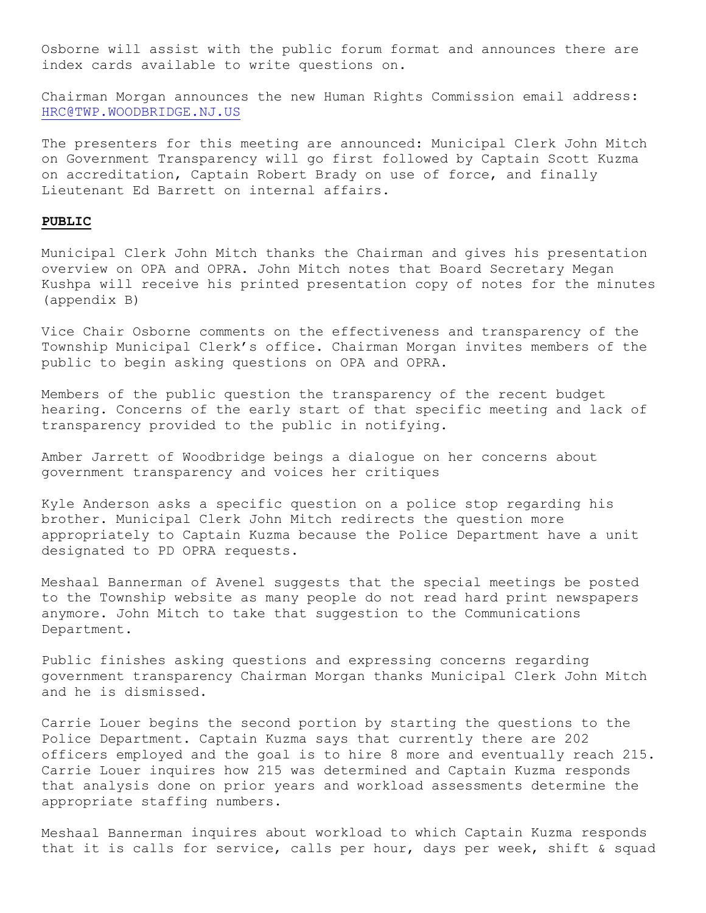Osborne will assist with the public forum format and announces there are index cards available to write questions on.

Chairman Morgan announces the new Human Rights Commission email address: HRC@TWP.WOODBRIDGE.NJ.US

The presenters for this meeting are announced: Municipal Clerk John Mitch on Government Transparency will go first followed by Captain Scott Kuzma on accreditation, Captain Robert Brady on use of force, and finally Lieutenant Ed Barrett on internal affairs.

**PUBLIC**

Municipal Clerk John Mitch thanks the Chairman and gives his presentation overview on OPA and OPRA. John Mitch notes that Board Secretary Megan Kushpa will receive his printed presentation copy of notes for the minutes (appendix B)

Vice Chair Osborne comments on the effectiveness and transparency of the Township Municipal Clerk's office. Chairman Morgan invites members of the public to begin asking questions on OPA and OPRA.

Members of the public question the transparency of the recent budget hearing. Concerns of the early start of that specific meeting and lack of transparency provided to the public in notifying.

Amber Jarrett of Woodbridge beings a dialogue on her concerns about government transparency and voices her critiques

Kyle Anderson asks a specific question on a police stop regarding his brother. Municipal Clerk John Mitch redirects the question more appropriately to Captain Kuzma because the Police Department have a unit designated to PD OPRA requests.

Meshaal Bannerman of Avenel suggests that the special meetings be posted to the Township website as many people do not read hard print newspapers anymore. John Mitch to take that suggestion to the Communications Department.

Public finishes asking questions and expressing concerns regarding government transparency Chairman Morgan thanks Municipal Clerk John Mitch and he is dismissed.

Carrie Louer begins the second portion by starting the questions to the Police Department. Captain Kuzma says that currently there are 202 officers employed and the goal is to hire 8 more and eventually reach 215. Carrie Louer inquires how 215 was determined and Captain Kuzma responds that analysis done on prior years and workload assessments determine the appropriate staffing numbers.

Meshaal Bannerman inquires about workload to which Captain Kuzma responds that it is calls for service, calls per hour, days per week, shift & squad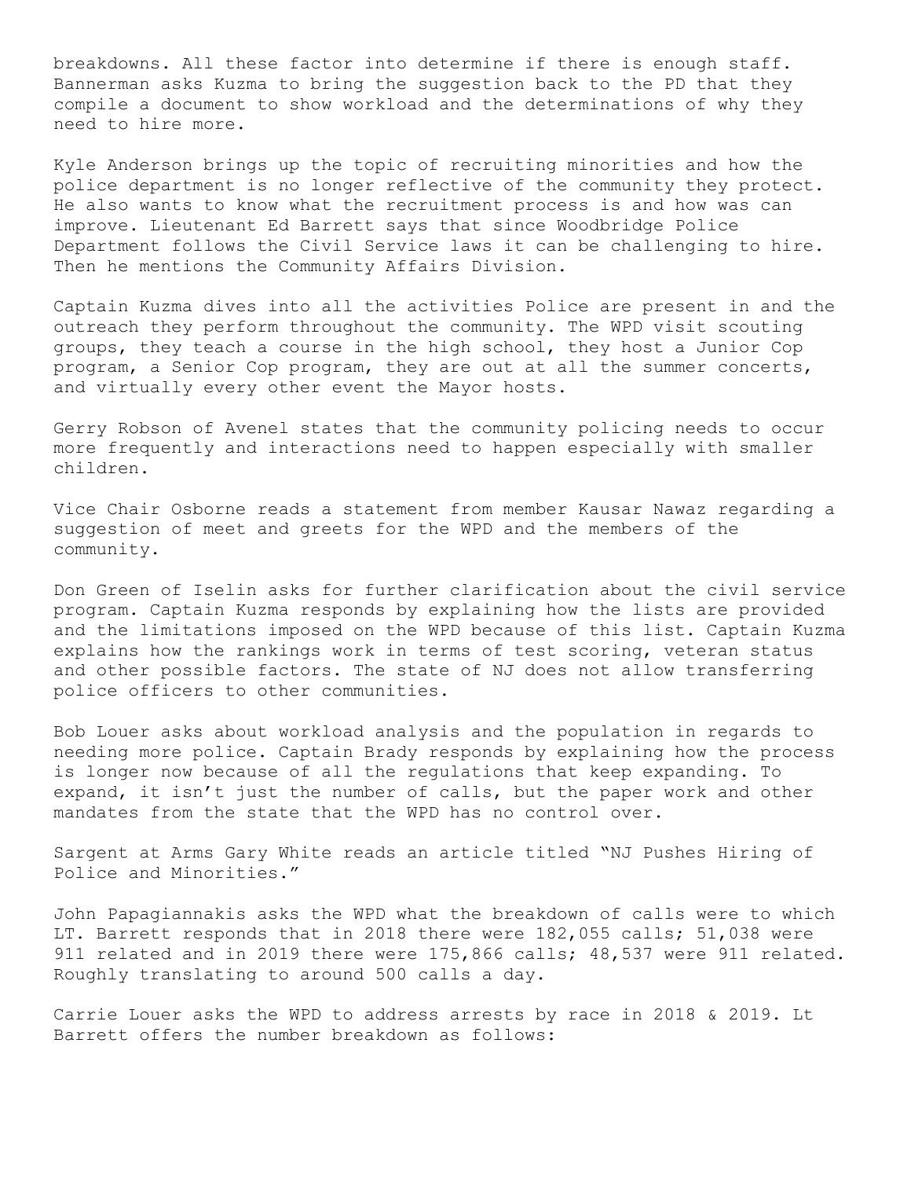breakdowns. All these factor into determine if there is enough staff. Bannerman asks Kuzma to bring the suggestion back to the PD that they compile a document to show workload and the determinations of why they need to hire more.

Kyle Anderson brings up the topic of recruiting minorities and how the police department is no longer reflective of the community they protect. He also wants to know what the recruitment process is and how was can improve. Lieutenant Ed Barrett says that since Woodbridge Police Department follows the Civil Service laws it can be challenging to hire. Then he mentions the Community Affairs Division.

Captain Kuzma dives into all the activities Police are present in and the outreach they perform throughout the community. The WPD visit scouting groups, they teach a course in the high school, they host a Junior Cop program, a Senior Cop program, they are out at all the summer concerts, and virtually every other event the Mayor hosts.

Gerry Robson of Avenel states that the community policing needs to occur more frequently and interactions need to happen especially with smaller children.

Vice Chair Osborne reads a statement from member Kausar Nawaz regarding a suggestion of meet and greets for the WPD and the members of the community.

Don Green of Iselin asks for further clarification about the civil service program. Captain Kuzma responds by explaining how the lists are provided and the limitations imposed on the WPD because of this list. Captain Kuzma explains how the rankings work in terms of test scoring, veteran status and other possible factors. The state of NJ does not allow transferring police officers to other communities.

Bob Louer asks about workload analysis and the population in regards to needing more police. Captain Brady responds by explaining how the process is longer now because of all the regulations that keep expanding. To expand, it isn't just the number of calls, but the paper work and other mandates from the state that the WPD has no control over.

Sargent at Arms Gary White reads an article titled "NJ Pushes Hiring of Police and Minorities."

John Papagiannakis asks the WPD what the breakdown of calls were to which LT. Barrett responds that in 2018 there were 182,055 calls; 51,038 were 911 related and in 2019 there were 175,866 calls; 48,537 were 911 related. Roughly translating to around 500 calls a day.

Carrie Louer asks the WPD to address arrests by race in 2018 & 2019. Lt Barrett offers the number breakdown as follows: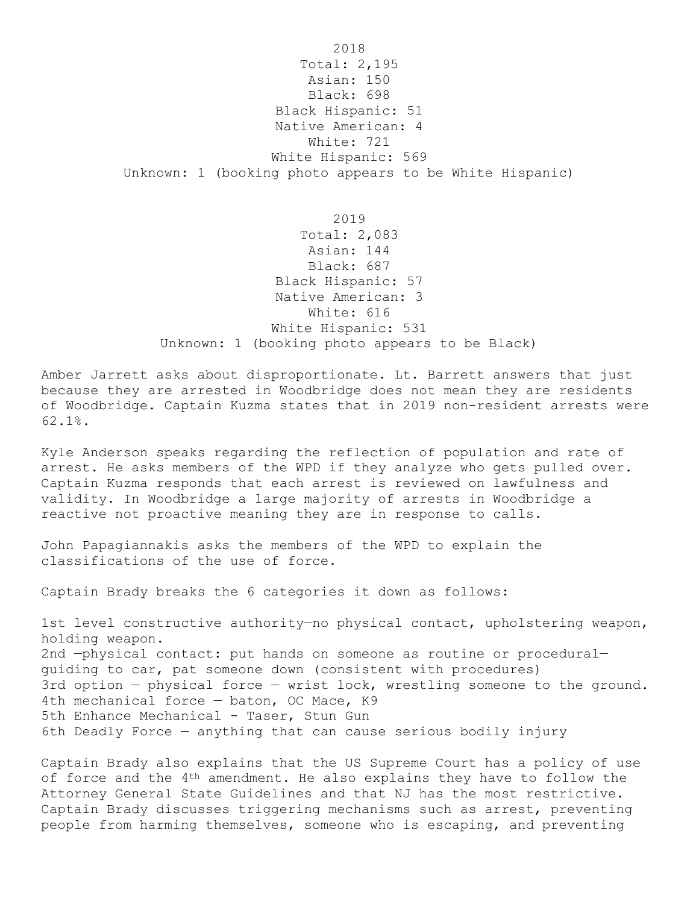2018
Total: 2,195
Asian: 150
Black: 698
Black Hispanic: 51
Native American: 4
White: 721
White Hispanic: 569
Unknown: 1 (booking photo appears to be White Hispanic)

2019
Total: 2,083
Asian: 144
Black: 687
Black Hispanic: 57
Native American: 3
White: 616
White Hispanic: 531
Unknown: 1 (booking photo appears to be Black)

Amber Jarrett asks about disproportionate. Lt. Barrett answers that just because they are arrested in Woodbridge does not mean they are residents of Woodbridge. Captain Kuzma states that in 2019 non-resident arrests were 62.1%.

Kyle Anderson speaks regarding the reflection of population and rate of arrest. He asks members of the WPD if they analyze who gets pulled over. Captain Kuzma responds that each arrest is reviewed on lawfulness and validity. In Woodbridge a large majority of arrests in Woodbridge a reactive not proactive meaning they are in response to calls.

John Papagiannakis asks the members of the WPD to explain the classifications of the use of force.

Captain Brady breaks the 6 categories it down as follows:

1st level constructive authority—no physical contact, upholstering weapon, holding weapon.
2nd —physical contact: put hands on someone as routine or procedural—guiding to car, pat someone down (consistent with procedures)
3rd option — physical force — wrist lock, wrestling someone to the ground.
4th mechanical force — baton, OC Mace, K9
5th Enhance Mechanical - Taser, Stun Gun
6th Deadly Force — anything that can cause serious bodily injury

Captain Brady also explains that the US Supreme Court has a policy of use of force and the 4th amendment. He also explains they have to follow the Attorney General State Guidelines and that NJ has the most restrictive. Captain Brady discusses triggering mechanisms such as arrest, preventing people from harming themselves, someone who is escaping, and preventing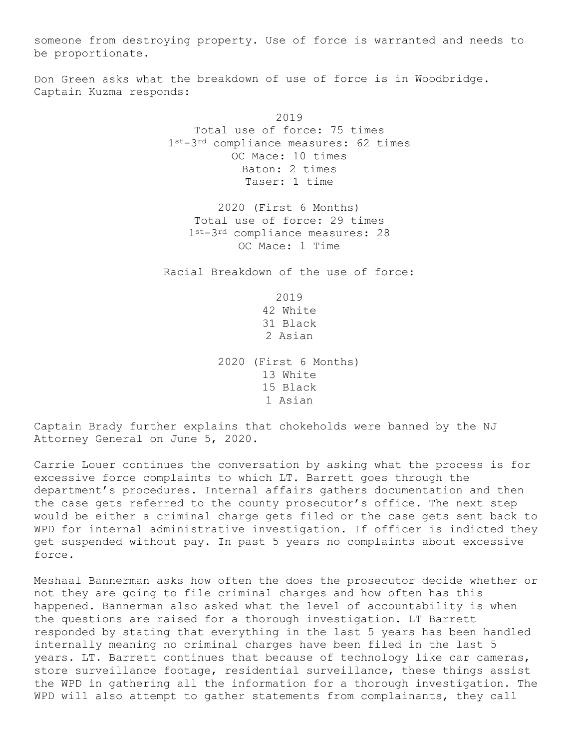someone from destroying property. Use of force is warranted and needs to be proportionate.

Don Green asks what the breakdown of use of force is in Woodbridge. Captain Kuzma responds:

2019
Total use of force: 75 times
1st-3rd compliance measures: 62 times
OC Mace: 10 times
Baton: 2 times
Taser: 1 time

2020 (First 6 Months)
Total use of force: 29 times
1st-3rd compliance measures: 28
OC Mace: 1 Time

Racial Breakdown of the use of force:

2019
42 White
31 Black
2 Asian

2020 (First 6 Months)
13 White
15 Black
1 Asian

Captain Brady further explains that chokeholds were banned by the NJ Attorney General on June 5, 2020.

Carrie Louer continues the conversation by asking what the process is for excessive force complaints to which LT. Barrett goes through the department's procedures. Internal affairs gathers documentation and then the case gets referred to the county prosecutor's office. The next step would be either a criminal charge gets filed or the case gets sent back to WPD for internal administrative investigation. If officer is indicted they get suspended without pay. In past 5 years no complaints about excessive force.

Meshaal Bannerman asks how often the does the prosecutor decide whether or not they are going to file criminal charges and how often has this happened. Bannerman also asked what the level of accountability is when the questions are raised for a thorough investigation. LT Barrett responded by stating that everything in the last 5 years has been handled internally meaning no criminal charges have been filed in the last 5 years. LT. Barrett continues that because of technology like car cameras, store surveillance footage, residential surveillance, these things assist the WPD in gathering all the information for a thorough investigation. The WPD will also attempt to gather statements from complainants, they call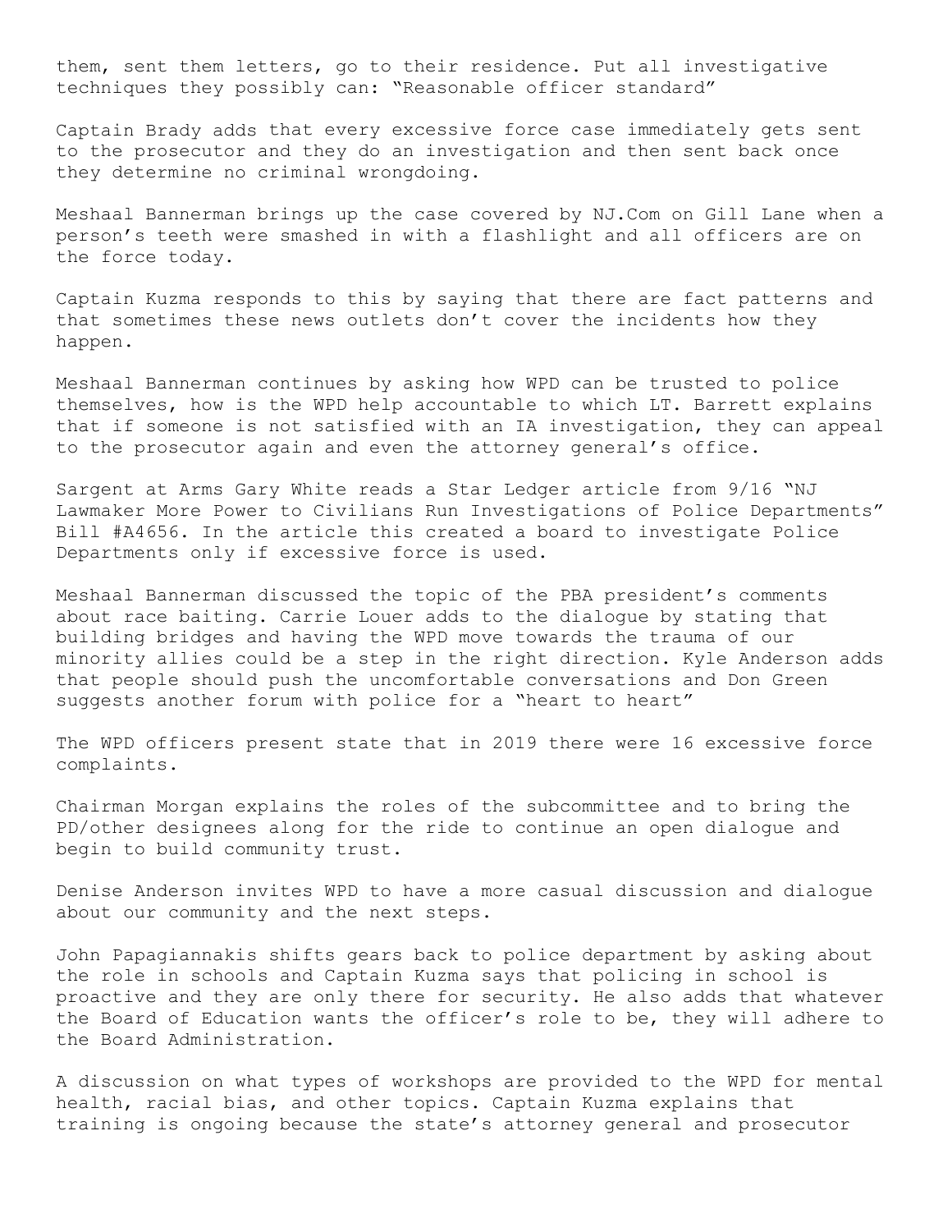them, sent them letters, go to their residence. Put all investigative techniques they possibly can: "Reasonable officer standard"

Captain Brady adds that every excessive force case immediately gets sent to the prosecutor and they do an investigation and then sent back once they determine no criminal wrongdoing.

Meshaal Bannerman brings up the case covered by NJ.Com on Gill Lane when a person's teeth were smashed in with a flashlight and all officers are on the force today.

Captain Kuzma responds to this by saying that there are fact patterns and that sometimes these news outlets don't cover the incidents how they happen.

Meshaal Bannerman continues by asking how WPD can be trusted to police themselves, how is the WPD help accountable to which LT. Barrett explains that if someone is not satisfied with an IA investigation, they can appeal to the prosecutor again and even the attorney general's office.

Sargent at Arms Gary White reads a Star Ledger article from 9/16 "NJ Lawmaker More Power to Civilians Run Investigations of Police Departments" Bill #A4656. In the article this created a board to investigate Police Departments only if excessive force is used.

Meshaal Bannerman discussed the topic of the PBA president's comments about race baiting. Carrie Louer adds to the dialogue by stating that building bridges and having the WPD move towards the trauma of our minority allies could be a step in the right direction. Kyle Anderson adds that people should push the uncomfortable conversations and Don Green suggests another forum with police for a "heart to heart"

The WPD officers present state that in 2019 there were 16 excessive force complaints.

Chairman Morgan explains the roles of the subcommittee and to bring the PD/other designees along for the ride to continue an open dialogue and begin to build community trust.

Denise Anderson invites WPD to have a more casual discussion and dialogue about our community and the next steps.

John Papagiannakis shifts gears back to police department by asking about the role in schools and Captain Kuzma says that policing in school is proactive and they are only there for security. He also adds that whatever the Board of Education wants the officer's role to be, they will adhere to the Board Administration.

A discussion on what types of workshops are provided to the WPD for mental health, racial bias, and other topics. Captain Kuzma explains that training is ongoing because the state's attorney general and prosecutor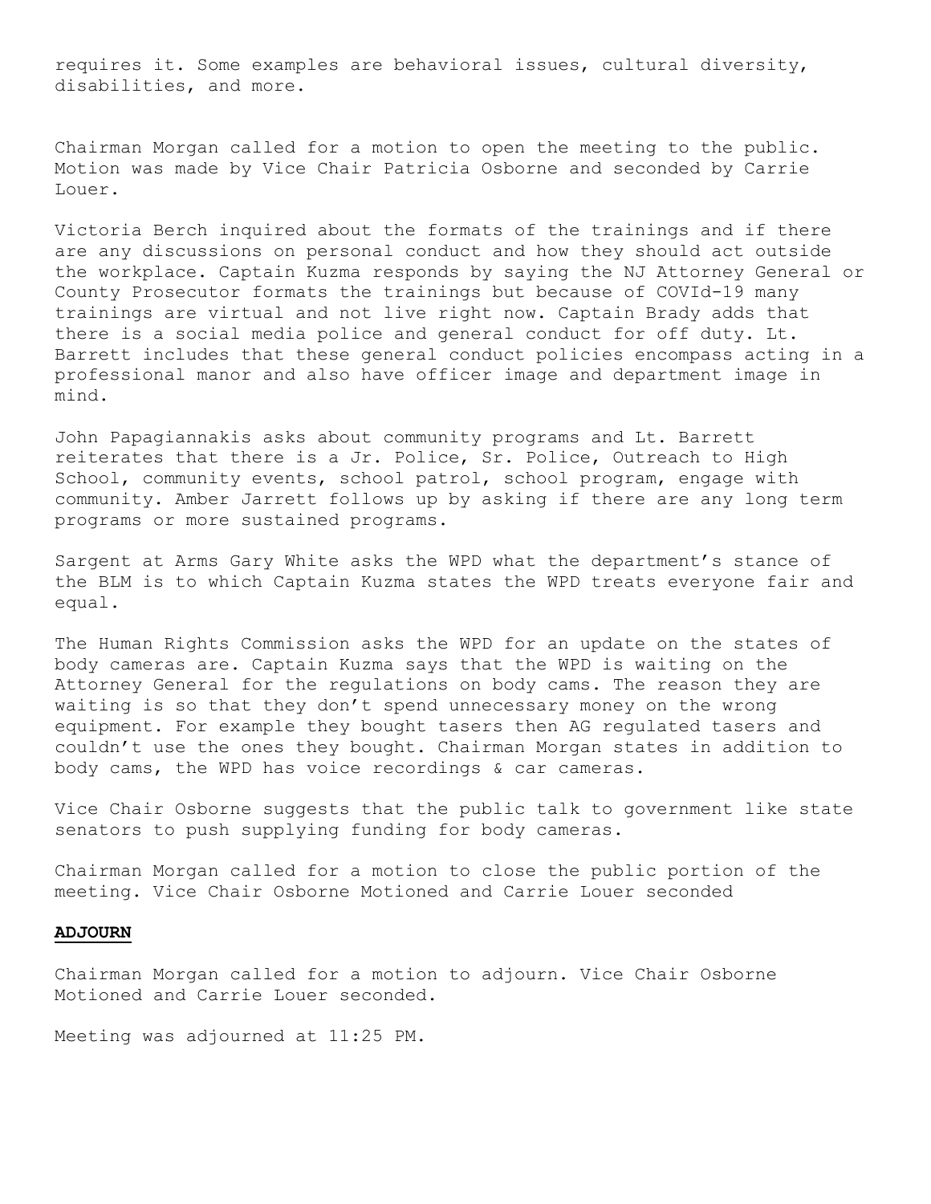requires it. Some examples are behavioral issues, cultural diversity, disabilities, and more.

Chairman Morgan called for a motion to open the meeting to the public. Motion was made by Vice Chair Patricia Osborne and seconded by Carrie Louer.

Victoria Berch inquired about the formats of the trainings and if there are any discussions on personal conduct and how they should act outside the workplace. Captain Kuzma responds by saying the NJ Attorney General or County Prosecutor formats the trainings but because of COVId-19 many trainings are virtual and not live right now. Captain Brady adds that there is a social media police and general conduct for off duty. Lt. Barrett includes that these general conduct policies encompass acting in a professional manor and also have officer image and department image in mind.

John Papagiannakis asks about community programs and Lt. Barrett reiterates that there is a Jr. Police, Sr. Police, Outreach to High School, community events, school patrol, school program, engage with community. Amber Jarrett follows up by asking if there are any long term programs or more sustained programs.

Sargent at Arms Gary White asks the WPD what the department's stance of the BLM is to which Captain Kuzma states the WPD treats everyone fair and equal.

The Human Rights Commission asks the WPD for an update on the states of body cameras are. Captain Kuzma says that the WPD is waiting on the Attorney General for the regulations on body cams. The reason they are waiting is so that they don't spend unnecessary money on the wrong equipment. For example they bought tasers then AG regulated tasers and couldn't use the ones they bought. Chairman Morgan states in addition to body cams, the WPD has voice recordings & car cameras.

Vice Chair Osborne suggests that the public talk to government like state senators to push supplying funding for body cameras.

Chairman Morgan called for a motion to close the public portion of the meeting. Vice Chair Osborne Motioned and Carrie Louer seconded

**ADJOURN**

Chairman Morgan called for a motion to adjourn. Vice Chair Osborne Motioned and Carrie Louer seconded.

Meeting was adjourned at 11:25 PM.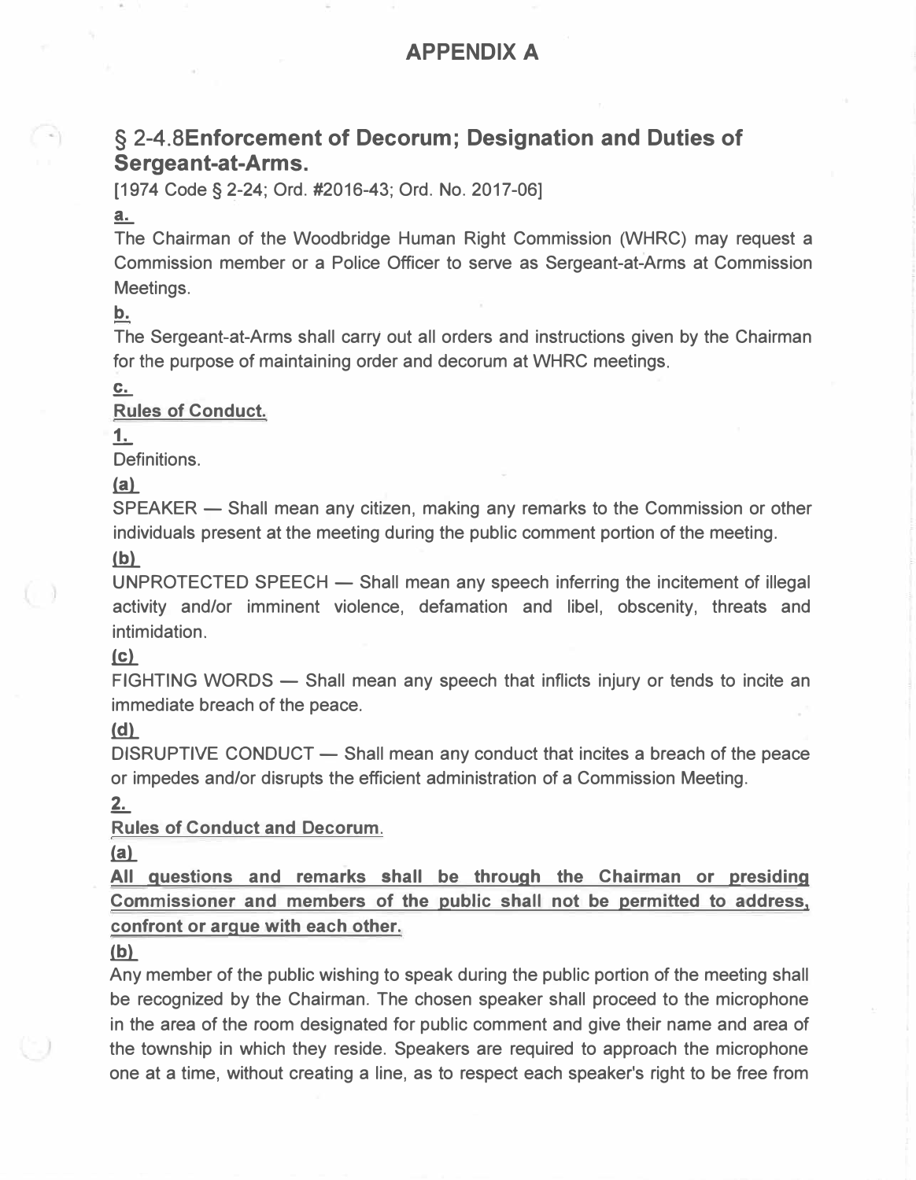# APPENDIX A

## § 2-4.8Enforcement of Decorum; Designation and Duties of Sergeant-at-Arms.

[1974 Code § 2-24; Ord. #2016-43; Ord. No. 2017-06]

**a.**

The Chairman of the Woodbridge Human Right Commission (WHRC) may request a Commission member or a Police Officer to serve as Sergeant-at-Arms at Commission Meetings.

**b.**

The Sergeant-at-Arms shall carry out all orders and instructions given by the Chairman for the purpose of maintaining order and decorum at WHRC meetings.

**c.**

**Rules of Conduct.**

**1.**

Definitions.

**(a)**

SPEAKER — Shall mean any citizen, making any remarks to the Commission or other individuals present at the meeting during the public comment portion of the meeting.

**(b)**

UNPROTECTED SPEECH — Shall mean any speech inferring the incitement of illegal activity and/or imminent violence, defamation and libel, obscenity, threats and intimidation.

**(c)**

FIGHTING WORDS — Shall mean any speech that inflicts injury or tends to incite an immediate breach of the peace.

**(d)**

DISRUPTIVE CONDUCT — Shall mean any conduct that incites a breach of the peace or impedes and/or disrupts the efficient administration of a Commission Meeting.

**2.**

**Rules of Conduct and Decorum.**

**(a)**

**All questions and remarks shall be through the Chairman or presiding Commissioner and members of the public shall not be permitted to address, confront or argue with each other.**

**(b)**

Any member of the public wishing to speak during the public portion of the meeting shall be recognized by the Chairman. The chosen speaker shall proceed to the microphone in the area of the room designated for public comment and give their name and area of the township in which they reside. Speakers are required to approach the microphone one at a time, without creating a line, as to respect each speaker's right to be free from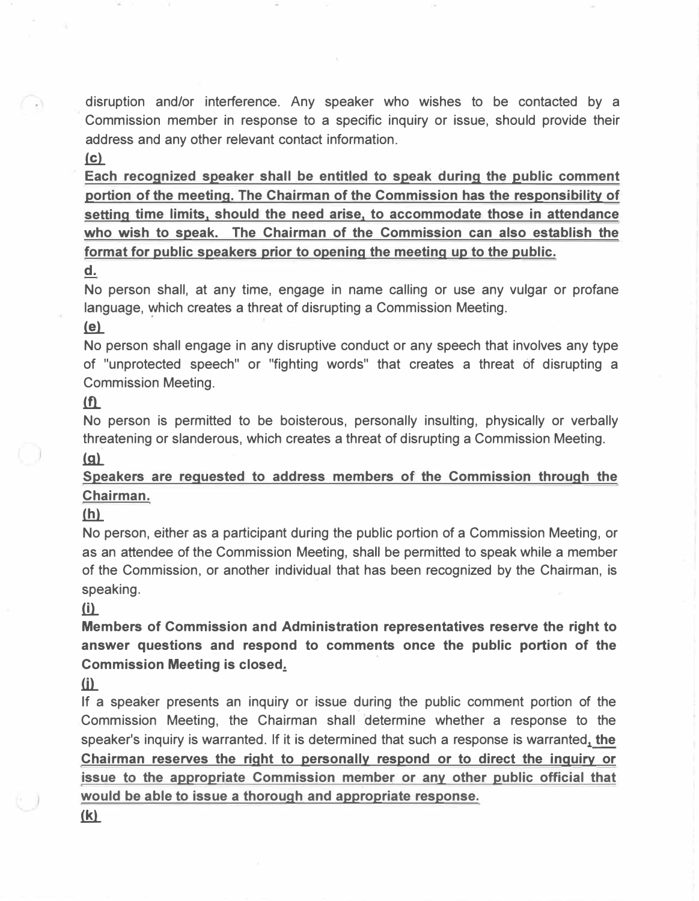disruption and/or interference. Any speaker who wishes to be contacted by a Commission member in response to a specific inquiry or issue, should provide their address and any other relevant contact information.

(c)

**Each recognized speaker shall be entitled to speak during the public comment portion of the meeting. The Chairman of the Commission has the responsibility of setting time limits, should the need arise, to accommodate those in attendance who wish to speak. The Chairman of the Commission can also establish the format for public speakers prior to opening the meeting up to the public.**

d.

No person shall, at any time, engage in name calling or use any vulgar or profane language, which creates a threat of disrupting a Commission Meeting.

(e)

No person shall engage in any disruptive conduct or any speech that involves any type of "unprotected speech" or "fighting words" that creates a threat of disrupting a Commission Meeting.

(f)

No person is permitted to be boisterous, personally insulting, physically or verbally threatening or slanderous, which creates a threat of disrupting a Commission Meeting.

(g)

**Speakers are requested to address members of the Commission through the Chairman.**

(h)

No person, either as a participant during the public portion of a Commission Meeting, or as an attendee of the Commission Meeting, shall be permitted to speak while a member of the Commission, or another individual that has been recognized by the Chairman, is speaking.

(i)

**Members of Commission and Administration representatives reserve the right to answer questions and respond to comments once the public portion of the Commission Meeting is closed.**

(j)

If a speaker presents an inquiry or issue during the public comment portion of the Commission Meeting, the Chairman shall determine whether a response to the speaker's inquiry is warranted. If it is determined that such a response is warranted**, the Chairman reserves the right to personally respond or to direct the inquiry or issue to the appropriate Commission member or any other public official that would be able to issue a thorough and appropriate response.**

(k)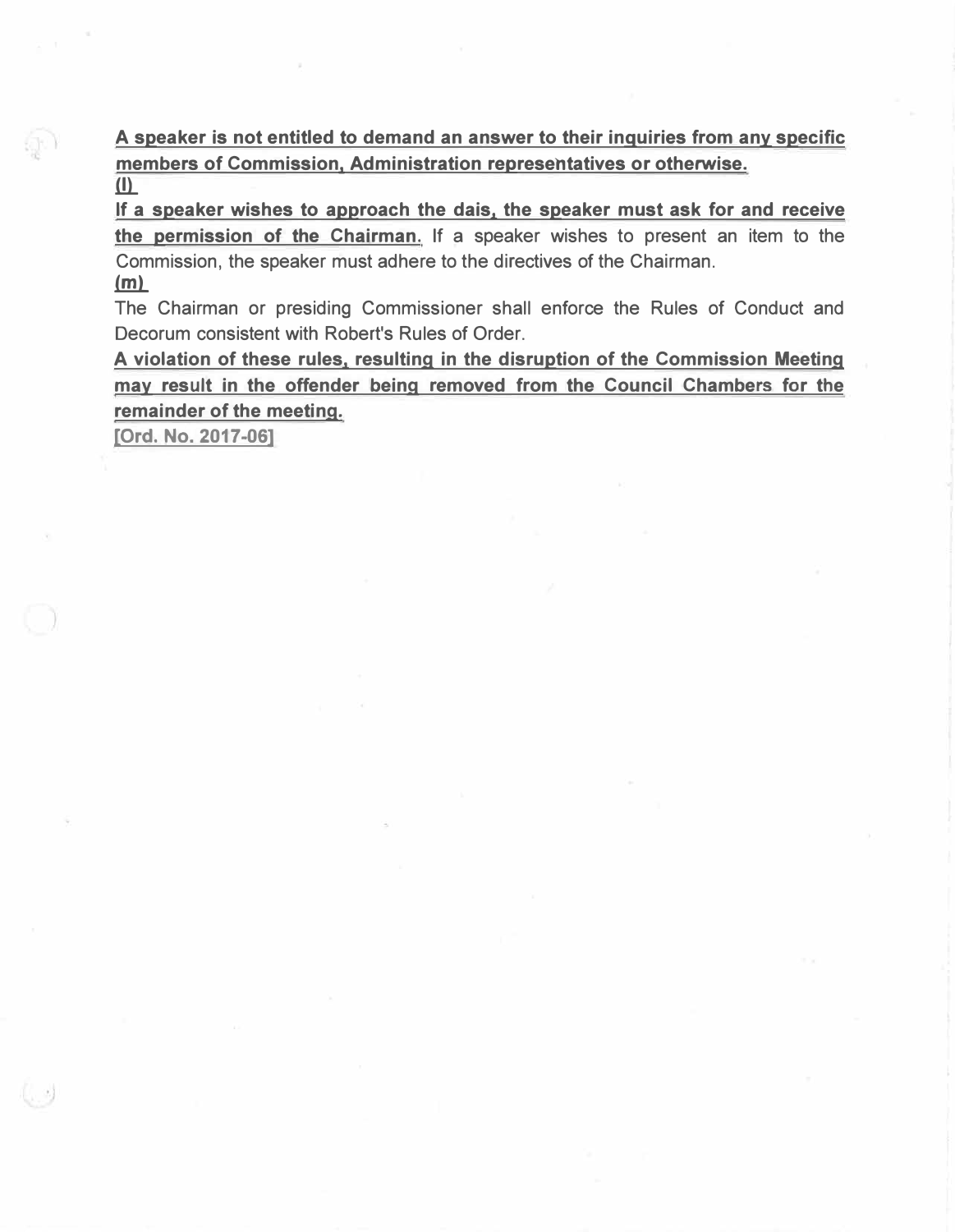**A speaker is not entitled to demand an answer to their inquiries from any specific members of Commission, Administration representatives or otherwise.**

**(l)**

**If a speaker wishes to approach the dais, the speaker must ask for and receive the permission of the Chairman.** If a speaker wishes to present an item to the Commission, the speaker must adhere to the directives of the Chairman.

**(m)**

The Chairman or presiding Commissioner shall enforce the Rules of Conduct and Decorum consistent with Robert's Rules of Order.

**A violation of these rules, resulting in the disruption of the Commission Meeting may result in the offender being removed from the Council Chambers for the remainder of the meeting.**

**[Ord. No. 2017-06]**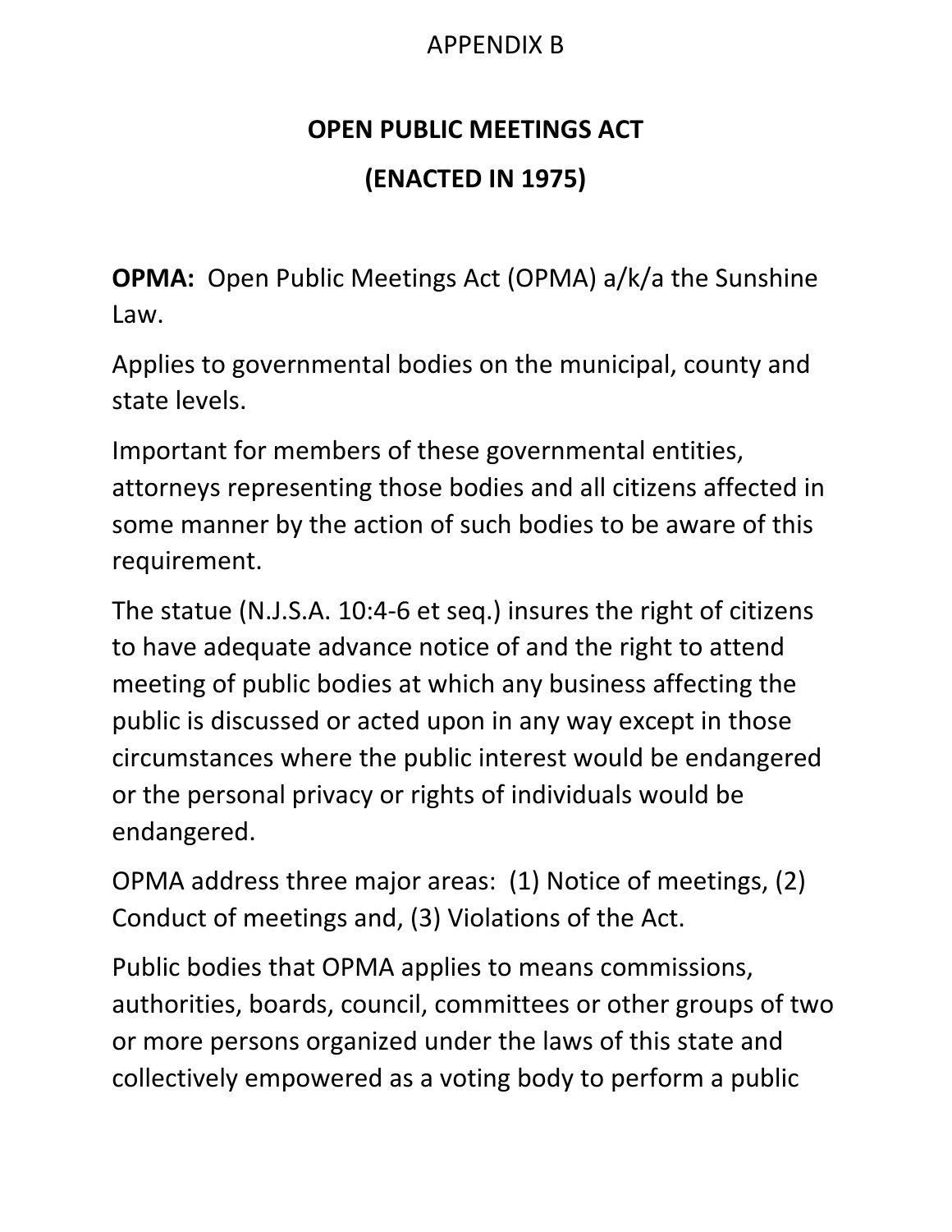APPENDIX B

# OPEN PUBLIC MEETINGS ACT

# (ENACTED IN 1975)

**OPMA:** Open Public Meetings Act (OPMA) a/k/a the Sunshine Law.

Applies to governmental bodies on the municipal, county and state levels.

Important for members of these governmental entities, attorneys representing those bodies and all citizens affected in some manner by the action of such bodies to be aware of this requirement.

The statue (N.J.S.A. 10:4-6 et seq.) insures the right of citizens to have adequate advance notice of and the right to attend meeting of public bodies at which any business affecting the public is discussed or acted upon in any way except in those circumstances where the public interest would be endangered or the personal privacy or rights of individuals would be endangered.

OPMA address three major areas: (1) Notice of meetings, (2) Conduct of meetings and, (3) Violations of the Act.

Public bodies that OPMA applies to means commissions, authorities, boards, council, committees or other groups of two or more persons organized under the laws of this state and collectively empowered as a voting body to perform a public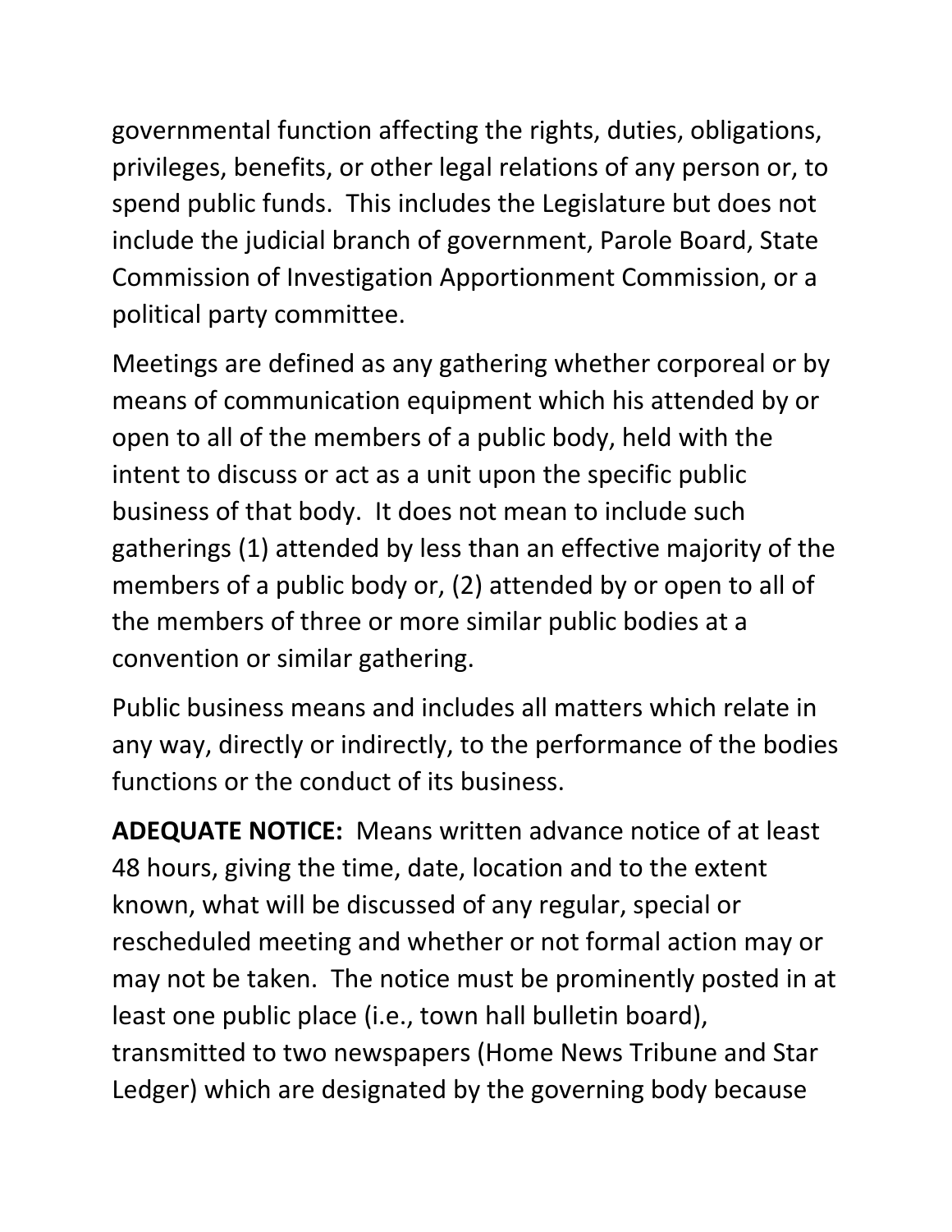governmental function affecting the rights, duties, obligations, privileges, benefits, or other legal relations of any person or, to spend public funds.  This includes the Legislature but does not include the judicial branch of government, Parole Board, State Commission of Investigation Apportionment Commission, or a political party committee.

Meetings are defined as any gathering whether corporeal or by means of communication equipment which his attended by or open to all of the members of a public body, held with the intent to discuss or act as a unit upon the specific public business of that body.  It does not mean to include such gatherings (1) attended by less than an effective majority of the members of a public body or, (2) attended by or open to all of the members of three or more similar public bodies at a convention or similar gathering.

Public business means and includes all matters which relate in any way, directly or indirectly, to the performance of the bodies functions or the conduct of its business.

**ADEQUATE NOTICE:**  Means written advance notice of at least 48 hours, giving the time, date, location and to the extent known, what will be discussed of any regular, special or rescheduled meeting and whether or not formal action may or may not be taken.  The notice must be prominently posted in at least one public place (i.e., town hall bulletin board), transmitted to two newspapers (Home News Tribune and Star Ledger) which are designated by the governing body because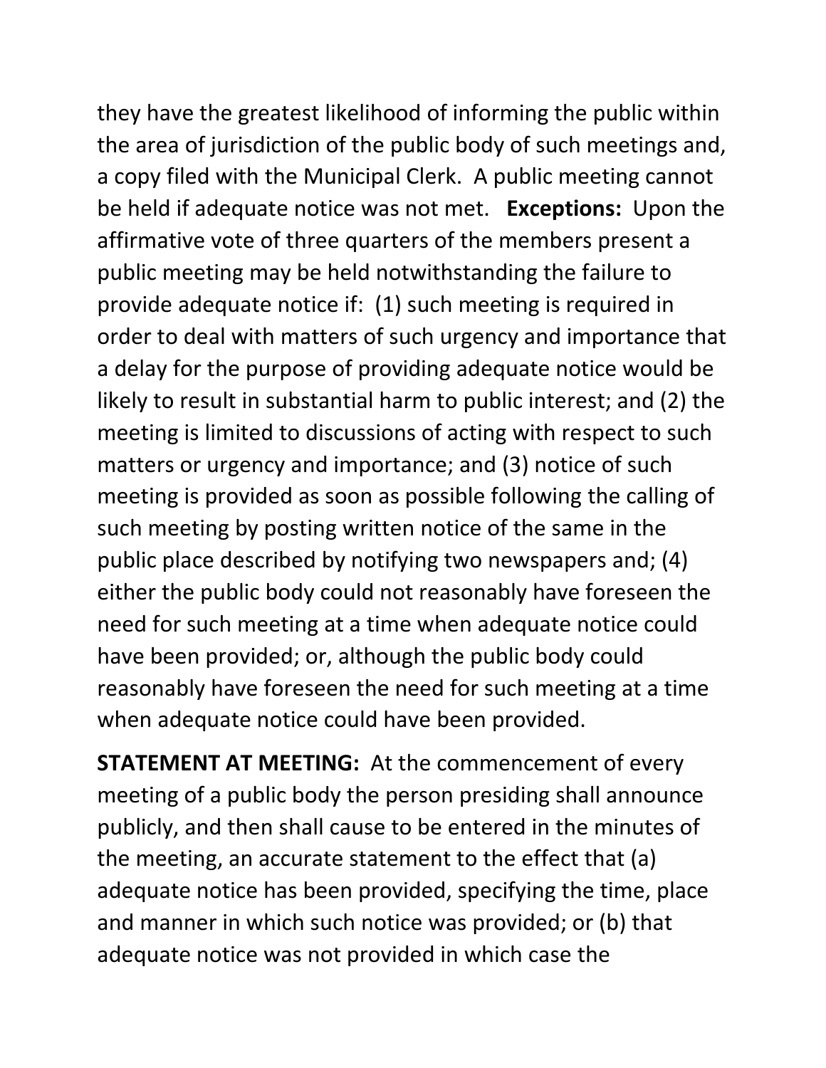they have the greatest likelihood of informing the public within the area of jurisdiction of the public body of such meetings and, a copy filed with the Municipal Clerk. A public meeting cannot be held if adequate notice was not met. **Exceptions:** Upon the affirmative vote of three quarters of the members present a public meeting may be held notwithstanding the failure to provide adequate notice if: (1) such meeting is required in order to deal with matters of such urgency and importance that a delay for the purpose of providing adequate notice would be likely to result in substantial harm to public interest; and (2) the meeting is limited to discussions of acting with respect to such matters or urgency and importance; and (3) notice of such meeting is provided as soon as possible following the calling of such meeting by posting written notice of the same in the public place described by notifying two newspapers and; (4) either the public body could not reasonably have foreseen the need for such meeting at a time when adequate notice could have been provided; or, although the public body could reasonably have foreseen the need for such meeting at a time when adequate notice could have been provided.

**STATEMENT AT MEETING:** At the commencement of every meeting of a public body the person presiding shall announce publicly, and then shall cause to be entered in the minutes of the meeting, an accurate statement to the effect that (a) adequate notice has been provided, specifying the time, place and manner in which such notice was provided; or (b) that adequate notice was not provided in which case the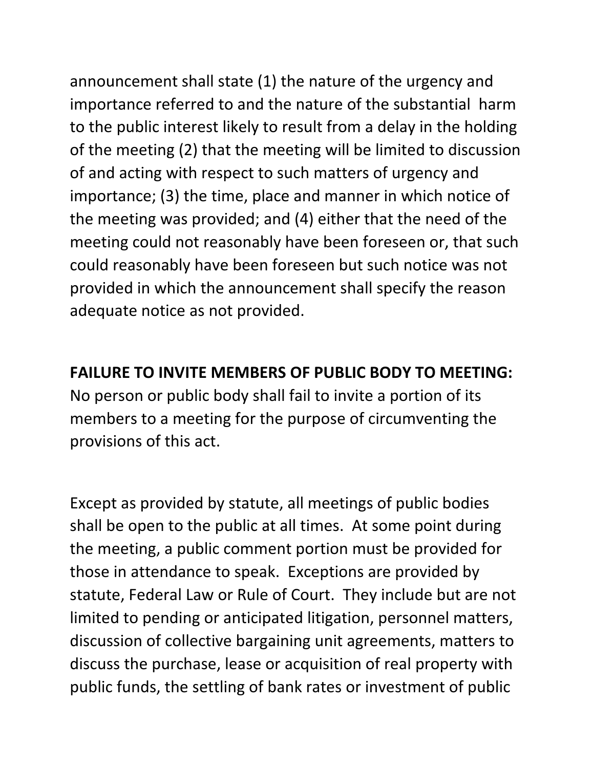announcement shall state (1) the nature of the urgency and importance referred to and the nature of the substantial harm to the public interest likely to result from a delay in the holding of the meeting (2) that the meeting will be limited to discussion of and acting with respect to such matters of urgency and importance; (3) the time, place and manner in which notice of the meeting was provided; and (4) either that the need of the meeting could not reasonably have been foreseen or, that such could reasonably have been foreseen but such notice was not provided in which the announcement shall specify the reason adequate notice as not provided.

**FAILURE TO INVITE MEMBERS OF PUBLIC BODY TO MEETING:** No person or public body shall fail to invite a portion of its members to a meeting for the purpose of circumventing the provisions of this act.

Except as provided by statute, all meetings of public bodies shall be open to the public at all times. At some point during the meeting, a public comment portion must be provided for those in attendance to speak. Exceptions are provided by statute, Federal Law or Rule of Court. They include but are not limited to pending or anticipated litigation, personnel matters, discussion of collective bargaining unit agreements, matters to discuss the purchase, lease or acquisition of real property with public funds, the settling of bank rates or investment of public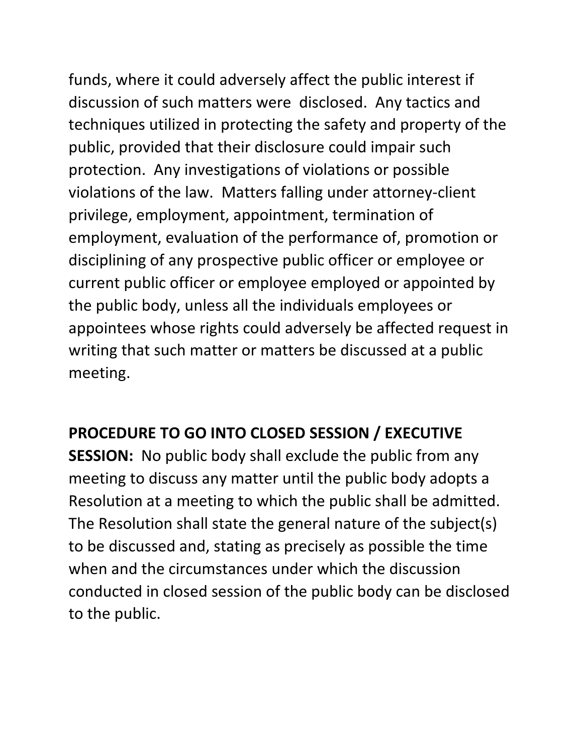funds, where it could adversely affect the public interest if discussion of such matters were disclosed. Any tactics and techniques utilized in protecting the safety and property of the public, provided that their disclosure could impair such protection. Any investigations of violations or possible violations of the law. Matters falling under attorney-client privilege, employment, appointment, termination of employment, evaluation of the performance of, promotion or disciplining of any prospective public officer or employee or current public officer or employee employed or appointed by the public body, unless all the individuals employees or appointees whose rights could adversely be affected request in writing that such matter or matters be discussed at a public meeting.

**PROCEDURE TO GO INTO CLOSED SESSION / EXECUTIVE SESSION:** No public body shall exclude the public from any meeting to discuss any matter until the public body adopts a Resolution at a meeting to which the public shall be admitted. The Resolution shall state the general nature of the subject(s) to be discussed and, stating as precisely as possible the time when and the circumstances under which the discussion conducted in closed session of the public body can be disclosed to the public.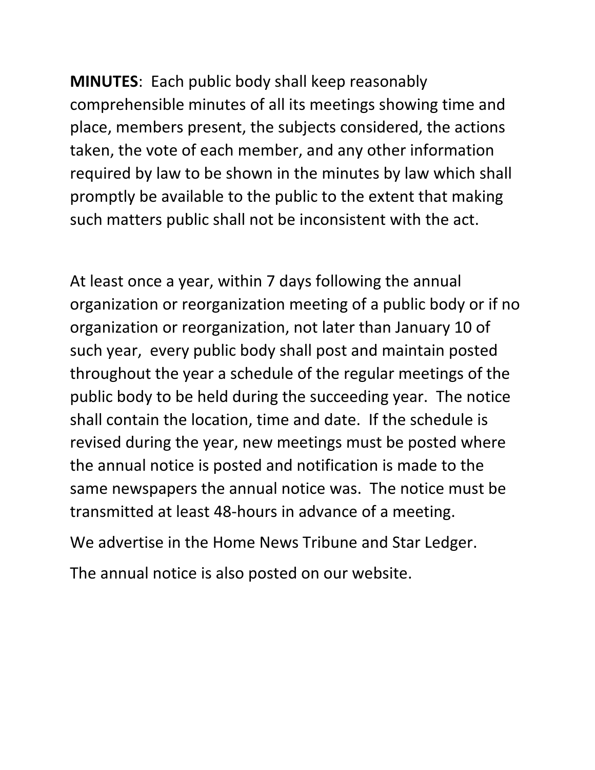**MINUTES**: Each public body shall keep reasonably comprehensible minutes of all its meetings showing time and place, members present, the subjects considered, the actions taken, the vote of each member, and any other information required by law to be shown in the minutes by law which shall promptly be available to the public to the extent that making such matters public shall not be inconsistent with the act.

At least once a year, within 7 days following the annual organization or reorganization meeting of a public body or if no organization or reorganization, not later than January 10 of such year, every public body shall post and maintain posted throughout the year a schedule of the regular meetings of the public body to be held during the succeeding year. The notice shall contain the location, time and date. If the schedule is revised during the year, new meetings must be posted where the annual notice is posted and notification is made to the same newspapers the annual notice was. The notice must be transmitted at least 48-hours in advance of a meeting.

We advertise in the Home News Tribune and Star Ledger.

The annual notice is also posted on our website.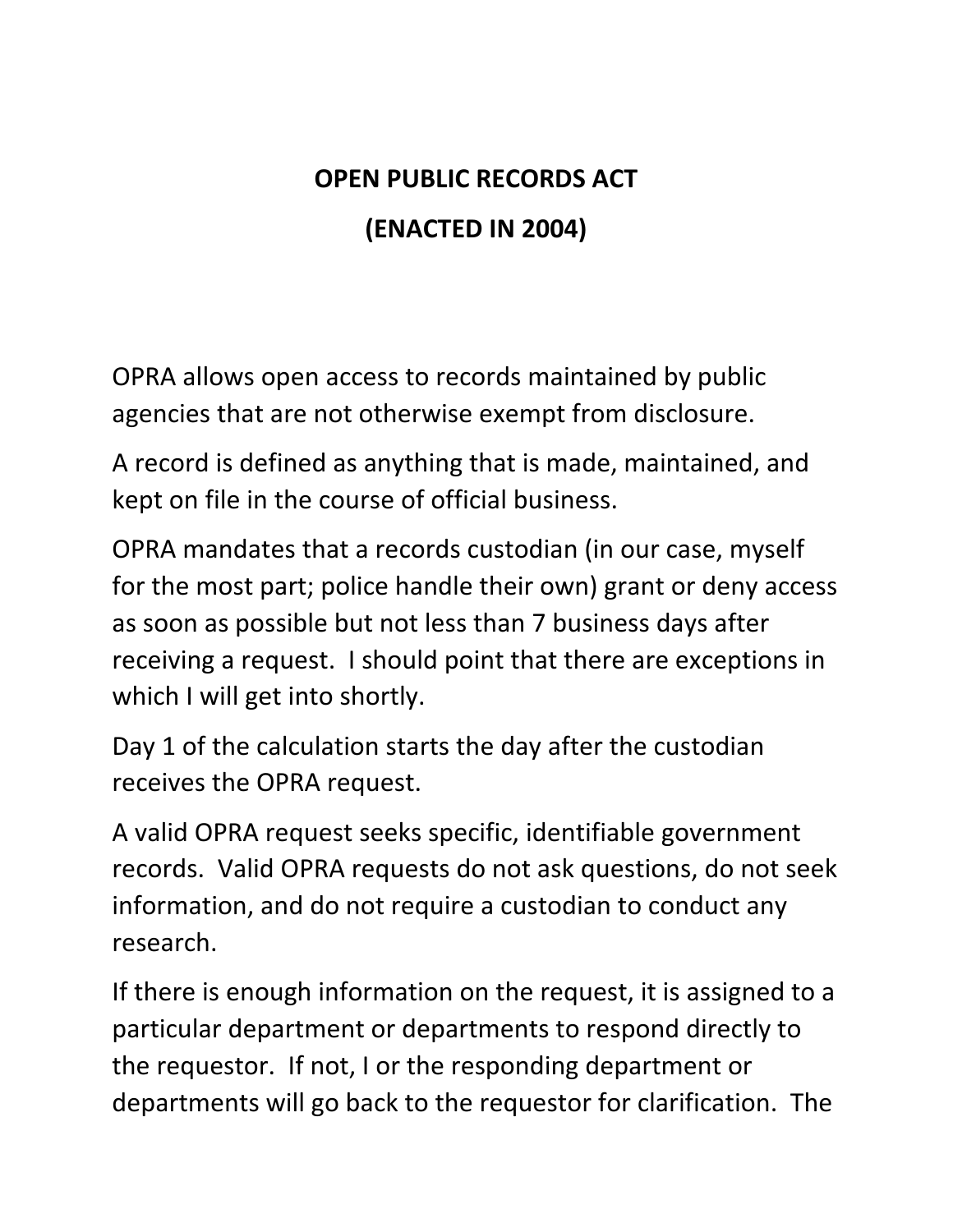# OPEN PUBLIC RECORDS ACT

# (ENACTED IN 2004)

OPRA allows open access to records maintained by public agencies that are not otherwise exempt from disclosure.

A record is defined as anything that is made, maintained, and kept on file in the course of official business.

OPRA mandates that a records custodian (in our case, myself for the most part; police handle their own) grant or deny access as soon as possible but not less than 7 business days after receiving a request. I should point that there are exceptions in which I will get into shortly.

Day 1 of the calculation starts the day after the custodian receives the OPRA request.

A valid OPRA request seeks specific, identifiable government records. Valid OPRA requests do not ask questions, do not seek information, and do not require a custodian to conduct any research.

If there is enough information on the request, it is assigned to a particular department or departments to respond directly to the requestor. If not, I or the responding department or departments will go back to the requestor for clarification. The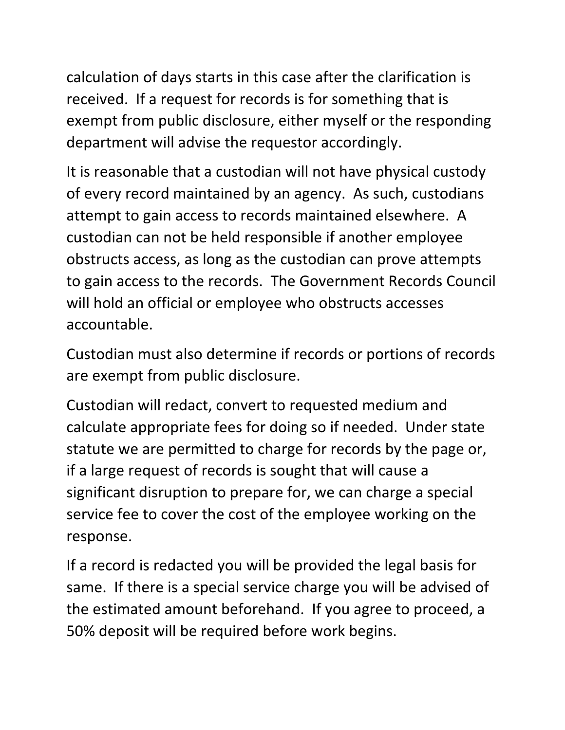calculation of days starts in this case after the clarification is received. If a request for records is for something that is exempt from public disclosure, either myself or the responding department will advise the requestor accordingly.

It is reasonable that a custodian will not have physical custody of every record maintained by an agency. As such, custodians attempt to gain access to records maintained elsewhere. A custodian can not be held responsible if another employee obstructs access, as long as the custodian can prove attempts to gain access to the records. The Government Records Council will hold an official or employee who obstructs accesses accountable.

Custodian must also determine if records or portions of records are exempt from public disclosure.

Custodian will redact, convert to requested medium and calculate appropriate fees for doing so if needed. Under state statute we are permitted to charge for records by the page or, if a large request of records is sought that will cause a significant disruption to prepare for, we can charge a special service fee to cover the cost of the employee working on the response.

If a record is redacted you will be provided the legal basis for same. If there is a special service charge you will be advised of the estimated amount beforehand. If you agree to proceed, a 50% deposit will be required before work begins.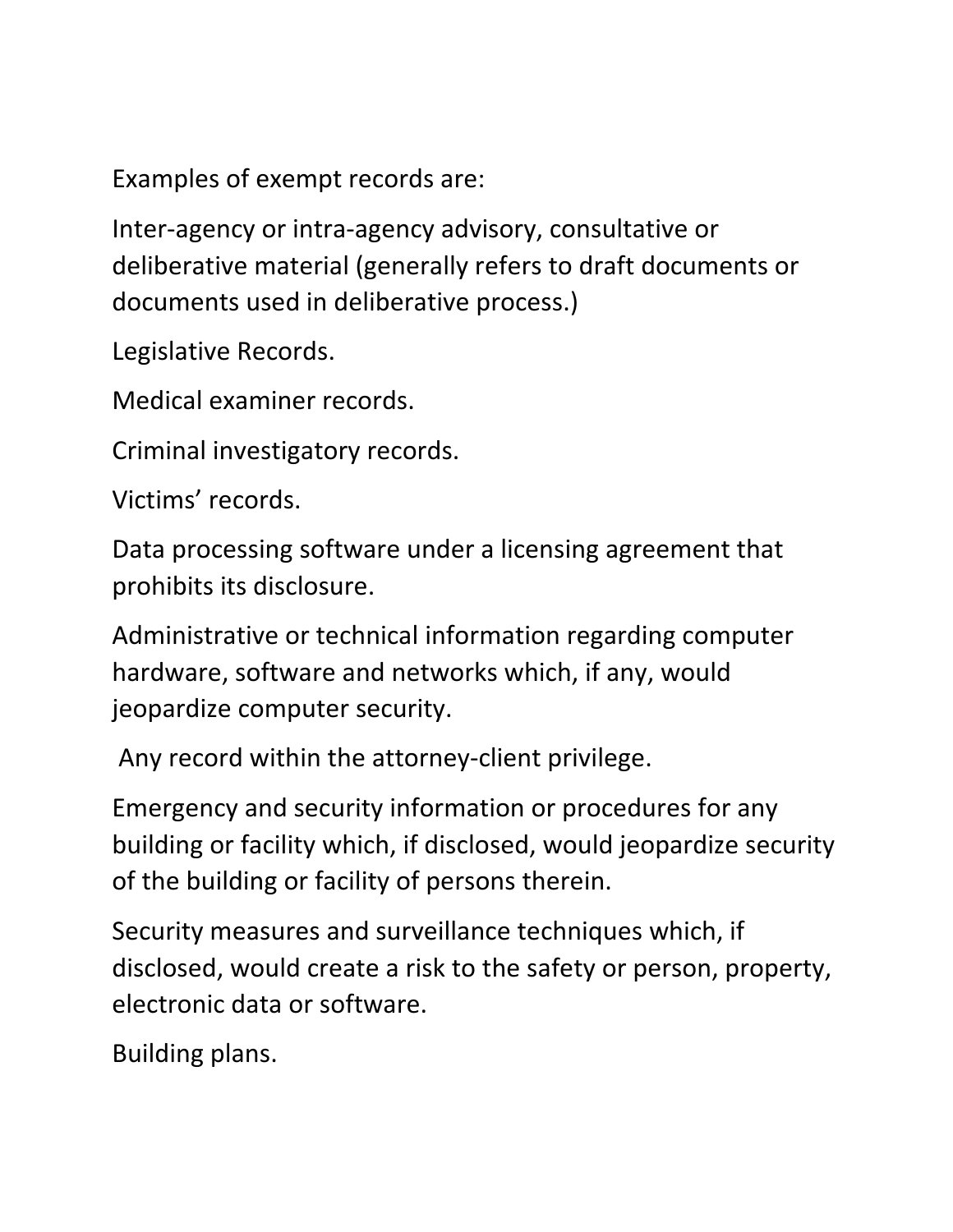Examples of exempt records are:

Inter-agency or intra-agency advisory, consultative or deliberative material (generally refers to draft documents or documents used in deliberative process.)

Legislative Records.

Medical examiner records.

Criminal investigatory records.

Victims' records.

Data processing software under a licensing agreement that prohibits its disclosure.

Administrative or technical information regarding computer hardware, software and networks which, if any, would jeopardize computer security.

Any record within the attorney-client privilege.

Emergency and security information or procedures for any building or facility which, if disclosed, would jeopardize security of the building or facility of persons therein.

Security measures and surveillance techniques which, if disclosed, would create a risk to the safety or person, property, electronic data or software.

Building plans.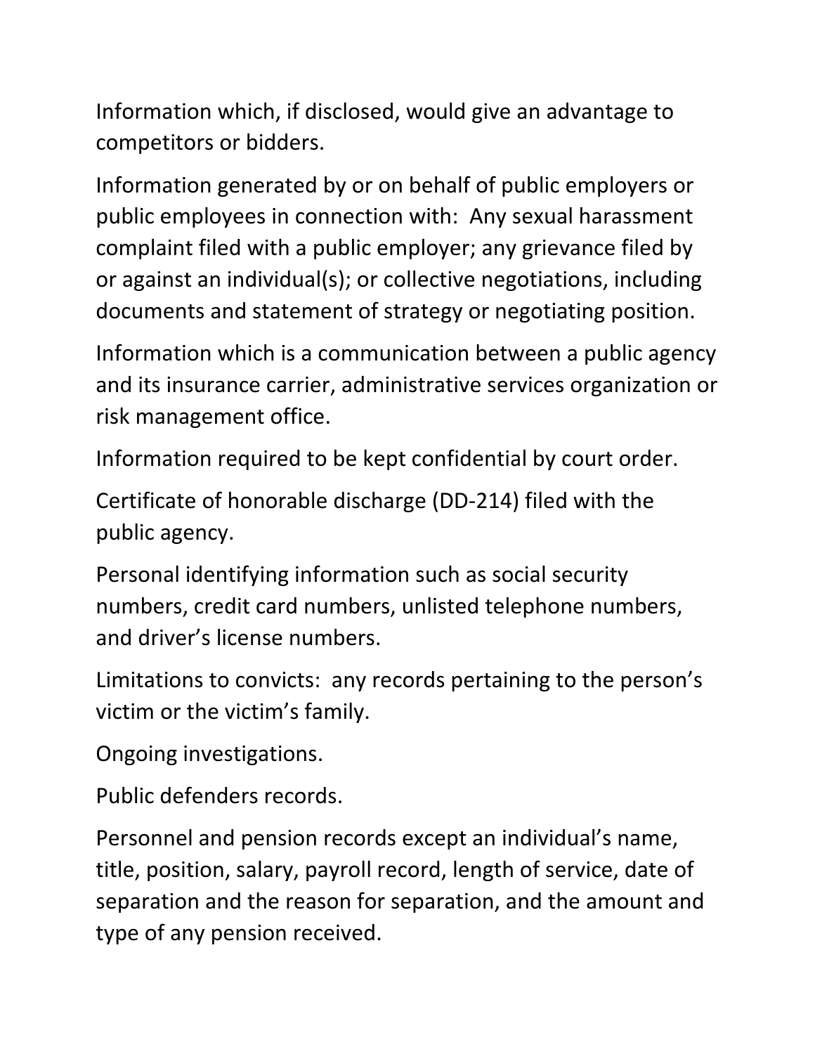Information which, if disclosed, would give an advantage to competitors or bidders.

Information generated by or on behalf of public employers or public employees in connection with: Any sexual harassment complaint filed with a public employer; any grievance filed by or against an individual(s); or collective negotiations, including documents and statement of strategy or negotiating position.

Information which is a communication between a public agency and its insurance carrier, administrative services organization or risk management office.

Information required to be kept confidential by court order.

Certificate of honorable discharge (DD-214) filed with the public agency.

Personal identifying information such as social security numbers, credit card numbers, unlisted telephone numbers, and driver's license numbers.

Limitations to convicts: any records pertaining to the person's victim or the victim's family.

Ongoing investigations.

Public defenders records.

Personnel and pension records except an individual's name, title, position, salary, payroll record, length of service, date of separation and the reason for separation, and the amount and type of any pension received.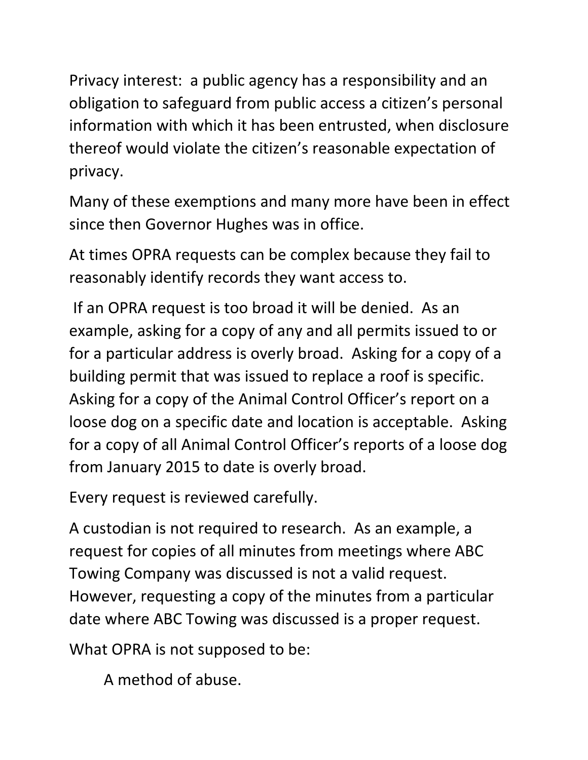Privacy interest: a public agency has a responsibility and an obligation to safeguard from public access a citizen's personal information with which it has been entrusted, when disclosure thereof would violate the citizen's reasonable expectation of privacy.

Many of these exemptions and many more have been in effect since then Governor Hughes was in office.

At times OPRA requests can be complex because they fail to reasonably identify records they want access to.

If an OPRA request is too broad it will be denied. As an example, asking for a copy of any and all permits issued to or for a particular address is overly broad. Asking for a copy of a building permit that was issued to replace a roof is specific. Asking for a copy of the Animal Control Officer's report on a loose dog on a specific date and location is acceptable. Asking for a copy of all Animal Control Officer's reports of a loose dog from January 2015 to date is overly broad.

Every request is reviewed carefully.

A custodian is not required to research. As an example, a request for copies of all minutes from meetings where ABC Towing Company was discussed is not a valid request. However, requesting a copy of the minutes from a particular date where ABC Towing was discussed is a proper request.

What OPRA is not supposed to be:

A method of abuse.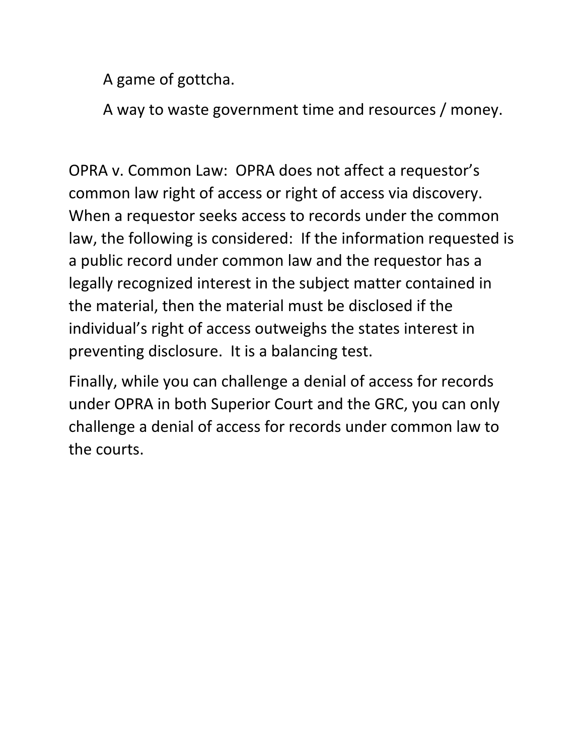A game of gottcha.

A way to waste government time and resources / money.

OPRA v. Common Law: OPRA does not affect a requestor's common law right of access or right of access via discovery. When a requestor seeks access to records under the common law, the following is considered: If the information requested is a public record under common law and the requestor has a legally recognized interest in the subject matter contained in the material, then the material must be disclosed if the individual's right of access outweighs the states interest in preventing disclosure. It is a balancing test.

Finally, while you can challenge a denial of access for records under OPRA in both Superior Court and the GRC, you can only challenge a denial of access for records under common law to the courts.